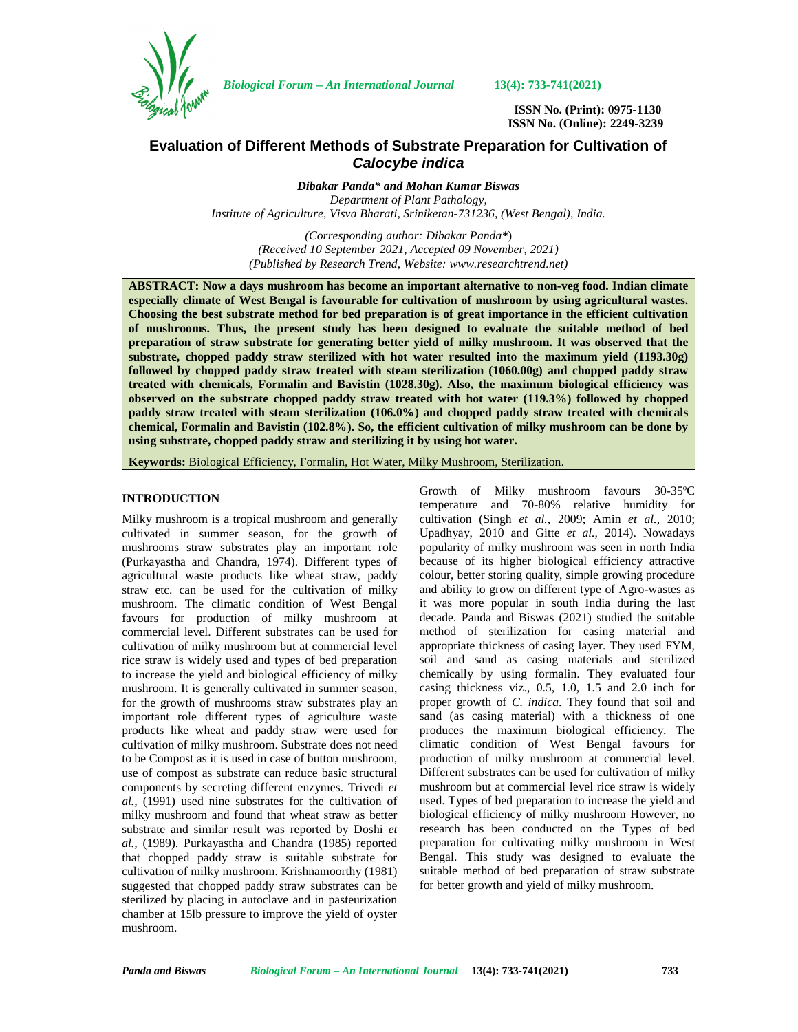ISSN No. (Print): 0975-1130
ISSN No. (Online): 2249-3239

# Evaluation of Different Methods of Substrate Preparation for Cultivation of *Calocybe indica*

***Dibakar Panda\* and Mohan Kumar Biswas***

*Department of Plant Pathology,*
*Institute of Agriculture, Visva Bharati, Sriniketan-731236, (West Bengal), India.*

*(Corresponding author: Dibakar Panda\*)*
*(Received 10 September 2021, Accepted 09 November, 2021)*
*(Published by Research Trend, Website: www.researchtrend.net)*

**ABSTRACT: Now a days mushroom has become an important alternative to non-veg food. Indian climate especially climate of West Bengal is favourable for cultivation of mushroom by using agricultural wastes. Choosing the best substrate method for bed preparation is of great importance in the efficient cultivation of mushrooms. Thus, the present study has been designed to evaluate the suitable method of bed preparation of straw substrate for generating better yield of milky mushroom. It was observed that the substrate, chopped paddy straw sterilized with hot water resulted into the maximum yield (1193.30g) followed by chopped paddy straw treated with steam sterilization (1060.00g) and chopped paddy straw treated with chemicals, Formalin and Bavistin (1028.30g). Also, the maximum biological efficiency was observed on the substrate chopped paddy straw treated with hot water (119.3%) followed by chopped paddy straw treated with steam sterilization (106.0%) and chopped paddy straw treated with chemicals chemical, Formalin and Bavistin (102.8%). So, the efficient cultivation of milky mushroom can be done by using substrate, chopped paddy straw and sterilizing it by using hot water.**

**Keywords:** Biological Efficiency, Formalin, Hot Water, Milky Mushroom, Sterilization.

## INTRODUCTION

Milky mushroom is a tropical mushroom and generally cultivated in summer season, for the growth of mushrooms straw substrates play an important role (Purkayastha and Chandra, 1974). Different types of agricultural waste products like wheat straw, paddy straw etc. can be used for the cultivation of milky mushroom. The climatic condition of West Bengal favours for production of milky mushroom at commercial level. Different substrates can be used for cultivation of milky mushroom but at commercial level rice straw is widely used and types of bed preparation to increase the yield and biological efficiency of milky mushroom. It is generally cultivated in summer season, for the growth of mushrooms straw substrates play an important role different types of agriculture waste products like wheat and paddy straw were used for cultivation of milky mushroom. Substrate does not need to be Compost as it is used in case of button mushroom, use of compost as substrate can reduce basic structural components by secreting different enzymes. Trivedi *et al.,* (1991) used nine substrates for the cultivation of milky mushroom and found that wheat straw as better substrate and similar result was reported by Doshi *et al.,* (1989). Purkayastha and Chandra (1985) reported that chopped paddy straw is suitable substrate for cultivation of milky mushroom. Krishnamoorthy (1981) suggested that chopped paddy straw substrates can be sterilized by placing in autoclave and in pasteurization chamber at 15lb pressure to improve the yield of oyster mushroom.

Growth of Milky mushroom favours 30-35ºC temperature and 70-80% relative humidity for cultivation (Singh *et al.,* 2009; Amin *et al.,* 2010; Upadhyay, 2010 and Gitte *et al.,* 2014). Nowadays popularity of milky mushroom was seen in north India because of its higher biological efficiency attractive colour, better storing quality, simple growing procedure and ability to grow on different type of Agro-wastes as it was more popular in south India during the last decade. Panda and Biswas (2021) studied the suitable method of sterilization for casing material and appropriate thickness of casing layer. They used FYM, soil and sand as casing materials and sterilized chemically by using formalin. They evaluated four casing thickness viz., 0.5, 1.0, 1.5 and 2.0 inch for proper growth of *C. indica*. They found that soil and sand (as casing material) with a thickness of one produces the maximum biological efficiency. The climatic condition of West Bengal favours for production of milky mushroom at commercial level. Different substrates can be used for cultivation of milky mushroom but at commercial level rice straw is widely used. Types of bed preparation to increase the yield and biological efficiency of milky mushroom However, no research has been conducted on the Types of bed preparation for cultivating milky mushroom in West Bengal. This study was designed to evaluate the suitable method of bed preparation of straw substrate for better growth and yield of milky mushroom.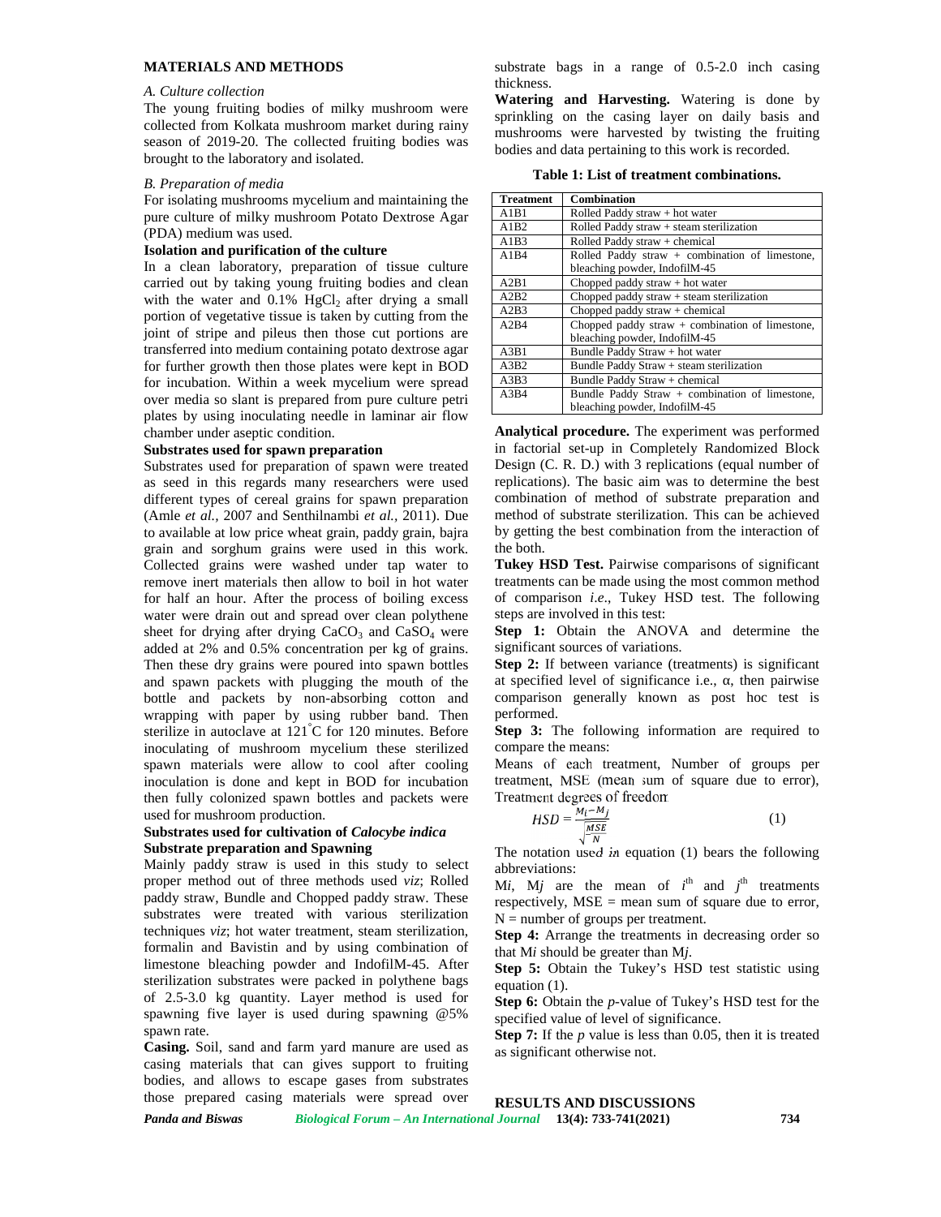## MATERIALS AND METHODS

### A. Culture collection

The young fruiting bodies of milky mushroom were collected from Kolkata mushroom market during rainy season of 2019-20. The collected fruiting bodies was brought to the laboratory and isolated.

### B. Preparation of media

For isolating mushrooms mycelium and maintaining the pure culture of milky mushroom Potato Dextrose Agar (PDA) medium was used.

**Isolation and purification of the culture**

In a clean laboratory, preparation of tissue culture carried out by taking young fruiting bodies and clean with the water and 0.1% $HgCl_2$ after drying a small portion of vegetative tissue is taken by cutting from the joint of stripe and pileus then those cut portions are transferred into medium containing potato dextrose agar for further growth then those plates were kept in BOD for incubation. Within a week mycelium were spread over media so slant is prepared from pure culture petri plates by using inoculating needle in laminar air flow chamber under aseptic condition.

**Substrates used for spawn preparation**

Substrates used for preparation of spawn were treated as seed in this regards many researchers were used different types of cereal grains for spawn preparation (Amle *et al.,* 2007 and Senthilnambi *et al.,* 2011). Due to available at low price wheat grain, paddy grain, bajra grain and sorghum grains were used in this work. Collected grains were washed under tap water to remove inert materials then allow to boil in hot water for half an hour. After the process of boiling excess water were drain out and spread over clean polythene sheet for drying after drying $CaCO_3$ and $CaSO_4$ were added at 2% and 0.5% concentration per kg of grains. Then these dry grains were poured into spawn bottles and spawn packets with plugging the mouth of the bottle and packets by non-absorbing cotton and wrapping with paper by using rubber band. Then sterilize in autoclave at 121°C for 120 minutes. Before inoculating of mushroom mycelium these sterilized spawn materials were allow to cool after cooling inoculation is done and kept in BOD for incubation then fully colonized spawn bottles and packets were used for mushroom production.

**Substrates used for cultivation of *Calocybe indica***

**Substrate preparation and Spawning**

Mainly paddy straw is used in this study to select proper method out of three methods used *viz*; Rolled paddy straw, Bundle and Chopped paddy straw. These substrates were treated with various sterilization techniques *viz*; hot water treatment, steam sterilization, formalin and Bavistin and by using combination of limestone bleaching powder and IndofilM-45. After sterilization substrates were packed in polythene bags of 2.5-3.0 kg quantity. Layer method is used for spawning five layer is used during spawning @5% spawn rate.

**Casing.** Soil, sand and farm yard manure are used as casing materials that can gives support to fruiting bodies, and allows to escape gases from substrates those prepared casing materials were spread over substrate bags in a range of 0.5-2.0 inch casing thickness.

**Watering and Harvesting.** Watering is done by sprinkling on the casing layer on daily basis and mushrooms were harvested by twisting the fruiting bodies and data pertaining to this work is recorded.

**Table 1: List of treatment combinations.**

| Treatment | Combination |
|---|---|
| A1B1 | Rolled Paddy straw + hot water |
| A1B2 | Rolled Paddy straw + steam sterilization |
| A1B3 | Rolled Paddy straw + chemical |
| A1B4 | Rolled Paddy straw + combination of limestone, bleaching powder, IndofilM-45 |
| A2B1 | Chopped paddy straw + hot water |
| A2B2 | Chopped paddy straw + steam sterilization |
| A2B3 | Chopped paddy straw + chemical |
| A2B4 | Chopped paddy straw + combination of limestone, bleaching powder, IndofilM-45 |
| A3B1 | Bundle Paddy Straw + hot water |
| A3B2 | Bundle Paddy Straw + steam sterilization |
| A3B3 | Bundle Paddy Straw + chemical |
| A3B4 | Bundle Paddy Straw + combination of limestone, bleaching powder, IndofilM-45 |

**Analytical procedure.** The experiment was performed in factorial set-up in Completely Randomized Block Design (C. R. D.) with 3 replications (equal number of replications). The basic aim was to determine the best combination of method of substrate preparation and method of substrate sterilization. This can be achieved by getting the best combination from the interaction of the both.

**Tukey HSD Test.** Pairwise comparisons of significant treatments can be made using the most common method of comparison *i.e.*, Tukey HSD test. The following steps are involved in this test:

**Step 1:** Obtain the ANOVA and determine the significant sources of variations.

**Step 2:** If between variance (treatments) is significant at specified level of significance i.e., α, then pairwise comparison generally known as post hoc test is performed.

**Step 3:** The following information are required to compare the means:

Means of each treatment, Number of groups per treatment, MSE (mean sum of square due to error), Treatment degrees of freedom

$$HSD = \frac{M_i - M_j}{\sqrt{\frac{MSE}{N}}} \quad (1)$$

The notation used in equation (1) bears the following abbreviations:

$M_i$, $M_j$ are the mean of $i^{th}$ and $j^{th}$ treatments respectively, MSE = mean sum of square due to error, N = number of groups per treatment.

**Step 4:** Arrange the treatments in decreasing order so that $M_i$ should be greater than $M_j$.

**Step 5:** Obtain the Tukey's HSD test statistic using equation (1).

**Step 6:** Obtain the *p*-value of Tukey's HSD test for the specified value of level of significance.

**Step 7:** If the *p* value is less than 0.05, then it is treated as significant otherwise not.

## RESULTS AND DISCUSSIONS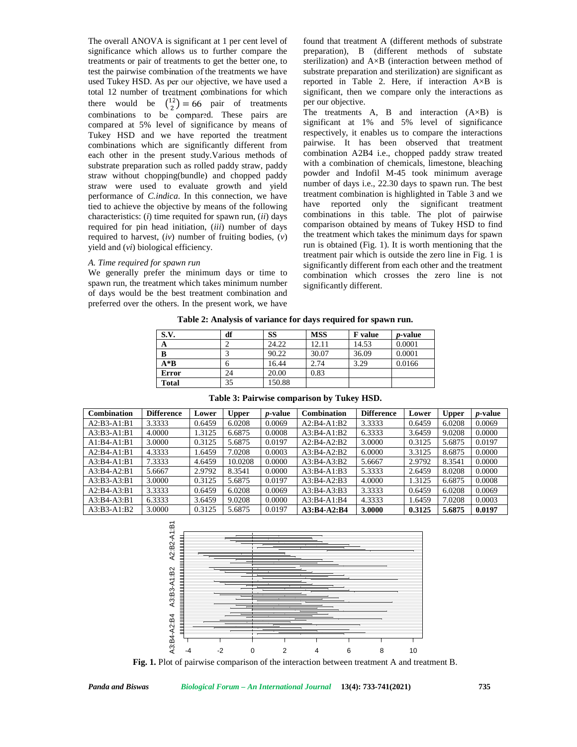The overall ANOVA is significant at 1 per cent level of significance which allows us to further compare the treatments or pair of treatments to get the better one, to test the pairwise combination of the treatments we have used Tukey HSD. As per our objective, we have used a total 12 number of treatment combinations for which there would be $\binom{12}{2} = 66$ pair of treatments combinations to be compared. These pairs are compared at 5% level of significance by means of Tukey HSD and we have reported the treatment combinations which are significantly different from each other in the present study.Various methods of substrate preparation such as rolled paddy straw, paddy straw without chopping(bundle) and chopped paddy straw were used to evaluate growth and yield performance of *C.indica*. In this connection, we have tied to achieve the objective by means of the following characteristics: (*i*) time requited for spawn run, (*ii*) days required for pin head initiation, (*iii*) number of days required to harvest, (*iv*) number of fruiting bodies, (*v*) yield and (*vi*) biological efficiency.

*A. Time required for spawn run*

We generally prefer the minimum days or time to spawn run, the treatment which takes minimum number of days would be the best treatment combination and preferred over the others. In the present work, we have found that treatment A (different methods of substrate preparation), B (different methods of substate sterilization) and A×B (interaction between method of substrate preparation and sterilization) are significant as reported in Table 2. Here, if interaction A×B is significant, then we compare only the interactions as per our objective.

The treatments A, B and interaction (A×B) is significant at 1% and 5% level of significance respectively, it enables us to compare the interactions pairwise. It has been observed that treatment combination A2B4 i.e., chopped paddy straw treated with a combination of chemicals, limestone, bleaching powder and Indofil M-45 took minimum average number of days i.e., 22.30 days to spawn run. The best treatment combination is highlighted in Table 3 and we have reported only the significant treatment combinations in this table. The plot of pairwise comparison obtained by means of Tukey HSD to find the treatment which takes the minimum days for spawn run is obtained (Fig. 1). It is worth mentioning that the treatment pair which is outside the zero line in Fig. 1 is significantly different from each other and the treatment combination which crosses the zero line is not significantly different.

**Table 2: Analysis of variance for days required for spawn run.**

| S.V. | df | SS | MSS | F value | *p*-value |
|---|---|---|---|---|---|
| A | 2 | 24.22 | 12.11 | 14.53 | 0.0001 |
| B | 3 | 90.22 | 30.07 | 36.09 | 0.0001 |
| A*B | 6 | 16.44 | 2.74 | 3.29 | 0.0166 |
| Error | 24 | 20.00 | 0.83 | | |
| Total | 35 | 150.88 | | | |

**Table 3: Pairwise comparison by Tukey HSD.**

| Combination | Difference | Lower | Upper | *p*-value | Combination | Difference | Lower | Upper | *p*-value |
|---|---|---|---|---|---|---|---|---|---|
| A2:B3-A1:B1 | 3.3333 | 0.6459 | 6.0208 | 0.0069 | A2:B4-A1:B2 | 3.3333 | 0.6459 | 6.0208 | 0.0069 |
| A3:B3-A1:B1 | 4.0000 | 1.3125 | 6.6875 | 0.0008 | A3:B4-A1:B2 | 6.3333 | 3.6459 | 9.0208 | 0.0000 |
| A1:B4-A1:B1 | 3.0000 | 0.3125 | 5.6875 | 0.0197 | A2:B4-A2:B2 | 3.0000 | 0.3125 | 5.6875 | 0.0197 |
| A2:B4-A1:B1 | 4.3333 | 1.6459 | 7.0208 | 0.0003 | A3:B4-A2:B2 | 6.0000 | 3.3125 | 8.6875 | 0.0000 |
| A3:B4-A1:B1 | 7.3333 | 4.6459 | 10.0208 | 0.0000 | A3:B4-A3:B2 | 5.6667 | 2.9792 | 8.3541 | 0.0000 |
| A3:B4-A2:B1 | 5.6667 | 2.9792 | 8.3541 | 0.0000 | A3:B4-A1:B3 | 5.3333 | 2.6459 | 8.0208 | 0.0000 |
| A3:B3-A3:B1 | 3.0000 | 0.3125 | 5.6875 | 0.0197 | A3:B4-A2:B3 | 4.0000 | 1.3125 | 6.6875 | 0.0008 |
| A2:B4-A3:B1 | 3.3333 | 0.6459 | 6.0208 | 0.0069 | A3:B4-A3:B3 | 3.3333 | 0.6459 | 6.0208 | 0.0069 |
| A3:B4-A3:B1 | 6.3333 | 3.6459 | 9.0208 | 0.0000 | A3:B4-A1:B4 | 4.3333 | 1.6459 | 7.0208 | 0.0003 |
| A3:B3-A1:B2 | 3.0000 | 0.3125 | 5.6875 | 0.0197 | **A3:B4-A2:B4** | **3.0000** | **0.3125** | **5.6875** | **0.0197** |

**Fig. 1.** Plot of pairwise comparison of the interaction between treatment A and treatment B.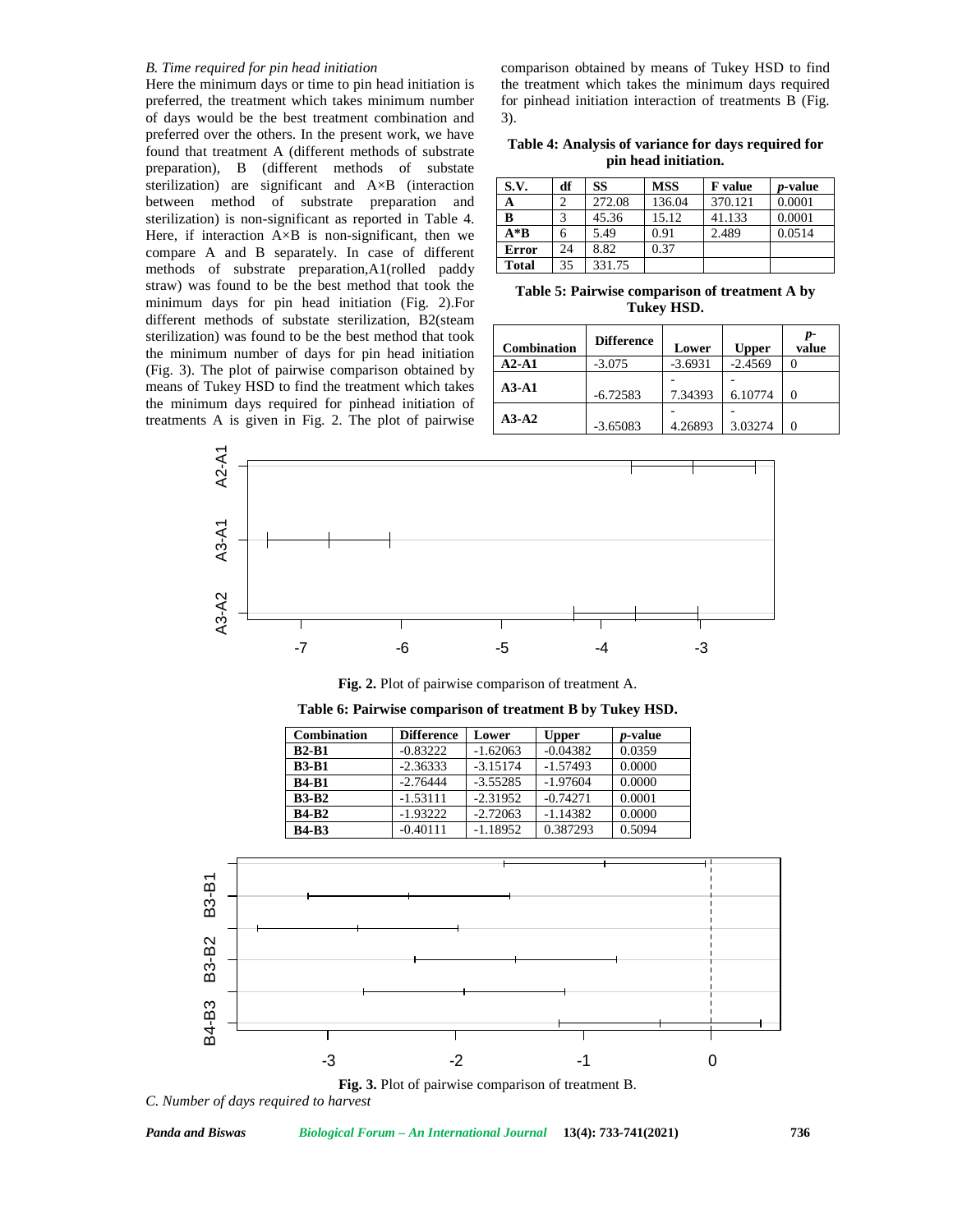*B. Time required for pin head initiation*

Here the minimum days or time to pin head initiation is preferred, the treatment which takes minimum number of days would be the best treatment combination and preferred over the others. In the present work, we have found that treatment A (different methods of substrate preparation), B (different methods of substate sterilization) are significant and A×B (interaction between method of substrate preparation and sterilization) is non-significant as reported in Table 4. Here, if interaction A×B is non-significant, then we compare A and B separately. In case of different methods of substrate preparation,A1(rolled paddy straw) was found to be the best method that took the minimum days for pin head initiation (Fig. 2).For different methods of substate sterilization, B2(steam sterilization) was found to be the best method that took the minimum number of days for pin head initiation (Fig. 3). The plot of pairwise comparison obtained by means of Tukey HSD to find the treatment which takes the minimum days required for pinhead initiation of treatments A is given in Fig. 2. The plot of pairwise comparison obtained by means of Tukey HSD to find the treatment which takes the minimum days required for pinhead initiation interaction of treatments B (Fig. 3).

**Table 4: Analysis of variance for days required for pin head initiation.**

| S.V. | df | SS | MSS | F value | *p*-value |
|---|---|---|---|---|---|
| A | 2 | 272.08 | 136.04 | 370.121 | 0.0001 |
| B | 3 | 45.36 | 15.12 | 41.133 | 0.0001 |
| A*B | 6 | 5.49 | 0.91 | 2.489 | 0.0514 |
| Error | 24 | 8.82 | 0.37 | | |
| Total | 35 | 331.75 | | | |

**Table 5: Pairwise comparison of treatment A by Tukey HSD.**

| Combination | Difference | Lower | Upper | *p*-value |
|---|---|---|---|---|
| A2-A1 | -3.075 | -3.6931 | -2.4569 | 0 |
| A3-A1 | -6.72583 | -7.34393 | -6.10774 | 0 |
| A3-A2 | -3.65083 | -4.26893 | -3.03274 | 0 |

**Fig. 2.** Plot of pairwise comparison of treatment A.

**Table 6: Pairwise comparison of treatment B by Tukey HSD.**

| Combination | Difference | Lower | Upper | *p*-value |
|---|---|---|---|---|
| B2-B1 | -0.83222 | -1.62063 | -0.04382 | 0.0359 |
| B3-B1 | -2.36333 | -3.15174 | -1.57493 | 0.0000 |
| B4-B1 | -2.76444 | -3.55285 | -1.97604 | 0.0000 |
| B3-B2 | -1.53111 | -2.31952 | -0.74271 | 0.0001 |
| B4-B2 | -1.93222 | -2.72063 | -1.14382 | 0.0000 |
| B4-B3 | -0.40111 | -1.18952 | 0.387293 | 0.5094 |

**Fig. 3.** Plot of pairwise comparison of treatment B.

*C. Number of days required to harvest*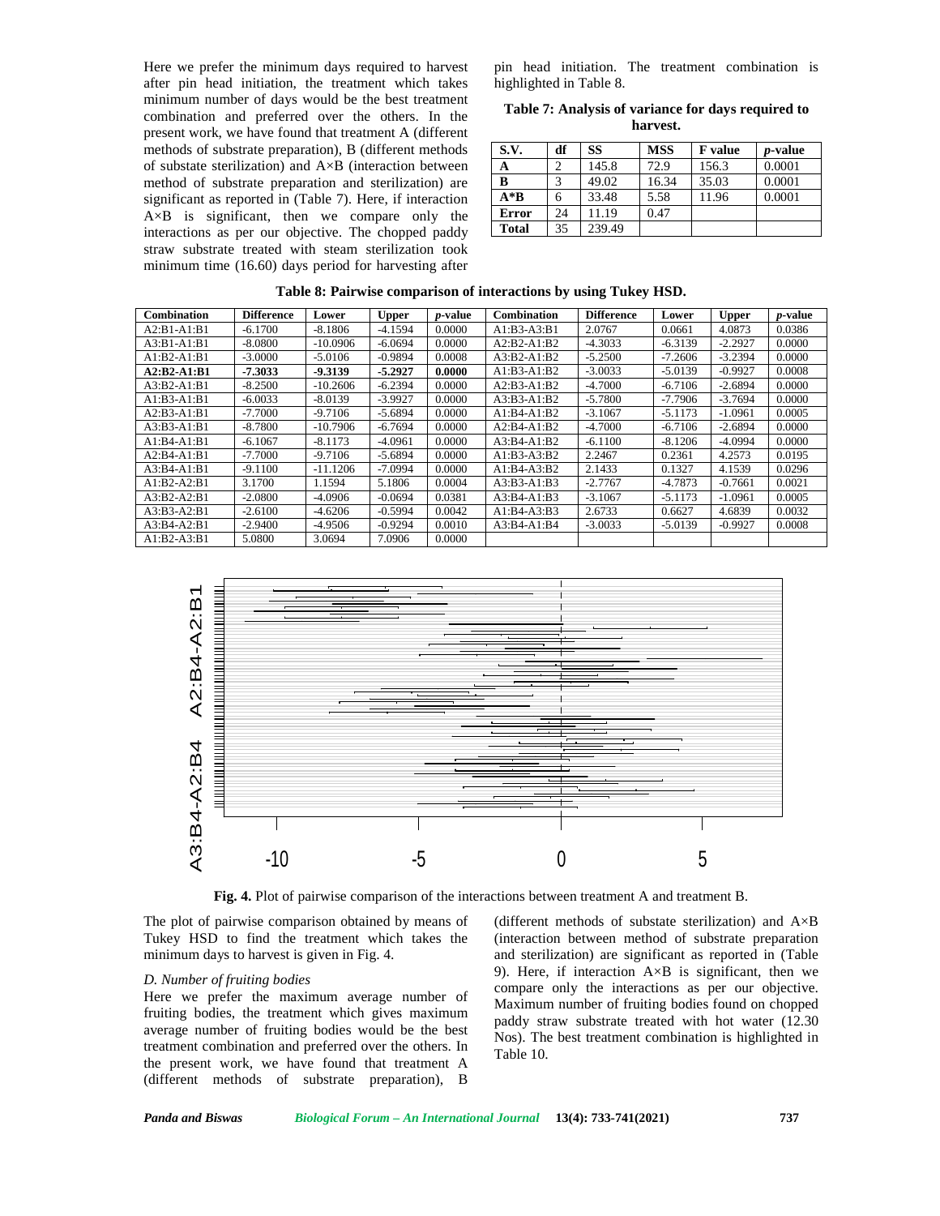Here we prefer the minimum days required to harvest after pin head initiation, the treatment which takes minimum number of days would be the best treatment combination and preferred over the others. In the present work, we have found that treatment A (different methods of substrate preparation), B (different methods of substate sterilization) and A×B (interaction between method of substrate preparation and sterilization) are significant as reported in (Table 7). Here, if interaction A×B is significant, then we compare only the interactions as per our objective. The chopped paddy straw substrate treated with steam sterilization took minimum time (16.60) days period for harvesting after pin head initiation. The treatment combination is highlighted in Table 8.

**Table 7: Analysis of variance for days required to harvest.**

| S.V. | df | SS | MSS | F value | *p*-value |
|---|---|---|---|---|---|
| **A** | 2 | 145.8 | 72.9 | 156.3 | 0.0001 |
| **B** | 3 | 49.02 | 16.34 | 35.03 | 0.0001 |
| **A*B** | 6 | 33.48 | 5.58 | 11.96 | 0.0001 |
| **Error** | 24 | 11.19 | 0.47 | | |
| **Total** | 35 | 239.49 | | | |

**Table 8: Pairwise comparison of interactions by using Tukey HSD.**

| Combination | Difference | Lower | Upper | *p*-value | Combination | Difference | Lower | Upper | *p*-value |
|---|---|---|---|---|---|---|---|---|---|
| A2:B1-A1:B1 | -6.1700 | -8.1806 | -4.1594 | 0.0000 | A1:B3-A3:B1 | 2.0767 | 0.0661 | 4.0873 | 0.0386 |
| A3:B1-A1:B1 | -8.0800 | -10.0906 | -6.0694 | 0.0000 | A2:B2-A1:B2 | -4.3033 | -6.3139 | -2.2927 | 0.0000 |
| A1:B2-A1:B1 | -3.0000 | -5.0106 | -0.9894 | 0.0008 | A3:B2-A1:B2 | -5.2500 | -7.2606 | -3.2394 | 0.0000 |
| **A2:B2-A1:B1** | **-7.3033** | **-9.3139** | **-5.2927** | **0.0000** | A1:B3-A1:B2 | -3.0033 | -5.0139 | -0.9927 | 0.0008 |
| A3:B2-A1:B1 | -8.2500 | -10.2606 | -6.2394 | 0.0000 | A2:B3-A1:B2 | -4.7000 | -6.7106 | -2.6894 | 0.0000 |
| A1:B3-A1:B1 | -6.0033 | -8.0139 | -3.9927 | 0.0000 | A3:B3-A1:B2 | -5.7800 | -7.7906 | -3.7694 | 0.0000 |
| A2:B3-A1:B1 | -7.7000 | -9.7106 | -5.6894 | 0.0000 | A1:B4-A1:B2 | -3.1067 | -5.1173 | -1.0961 | 0.0005 |
| A3:B3-A1:B1 | -8.7800 | -10.7906 | -6.7694 | 0.0000 | A2:B4-A1:B2 | -4.7000 | -6.7106 | -2.6894 | 0.0000 |
| A1:B4-A1:B1 | -6.1067 | -8.1173 | -4.0961 | 0.0000 | A3:B4-A1:B2 | -6.1100 | -8.1206 | -4.0994 | 0.0000 |
| A2:B4-A1:B1 | -7.7000 | -9.7106 | -5.6894 | 0.0000 | A1:B3-A3:B2 | 2.2467 | 0.2361 | 4.2573 | 0.0195 |
| A3:B4-A1:B1 | -9.1100 | -11.1206 | -7.0994 | 0.0000 | A1:B4-A3:B2 | 2.1433 | 0.1327 | 4.1539 | 0.0296 |
| A1:B2-A2:B1 | 3.1700 | 1.1594 | 5.1806 | 0.0004 | A3:B3-A1:B3 | -2.7767 | -4.7873 | -0.7661 | 0.0021 |
| A3:B2-A2:B1 | -2.0800 | -4.0906 | -0.0694 | 0.0381 | A3:B4-A1:B3 | -3.1067 | -5.1173 | -1.0961 | 0.0005 |
| A3:B3-A2:B1 | -2.6100 | -4.6206 | -0.5994 | 0.0042 | A1:B4-A3:B3 | 2.6733 | 0.6627 | 4.6839 | 0.0032 |
| A3:B4-A2:B1 | -2.9400 | -4.9506 | -0.9294 | 0.0010 | A3:B4-A1:B4 | -3.0033 | -5.0139 | -0.9927 | 0.0008 |
| A1:B2-A3:B1 | 5.0800 | 3.0694 | 7.0906 | 0.0000 | | | | | |

**Fig. 4.** Plot of pairwise comparison of the interactions between treatment A and treatment B.

The plot of pairwise comparison obtained by means of Tukey HSD to find the treatment which takes the minimum days to harvest is given in Fig. 4.

### *D. Number of fruiting bodies*

Here we prefer the maximum average number of fruiting bodies, the treatment which gives maximum average number of fruiting bodies would be the best treatment combination and preferred over the others. In the present work, we have found that treatment A (different methods of substrate preparation), B (different methods of substate sterilization) and A×B (interaction between method of substrate preparation and sterilization) are significant as reported in (Table 9). Here, if interaction A×B is significant, then we compare only the interactions as per our objective. Maximum number of fruiting bodies found on chopped paddy straw substrate treated with hot water (12.30 Nos). The best treatment combination is highlighted in Table 10.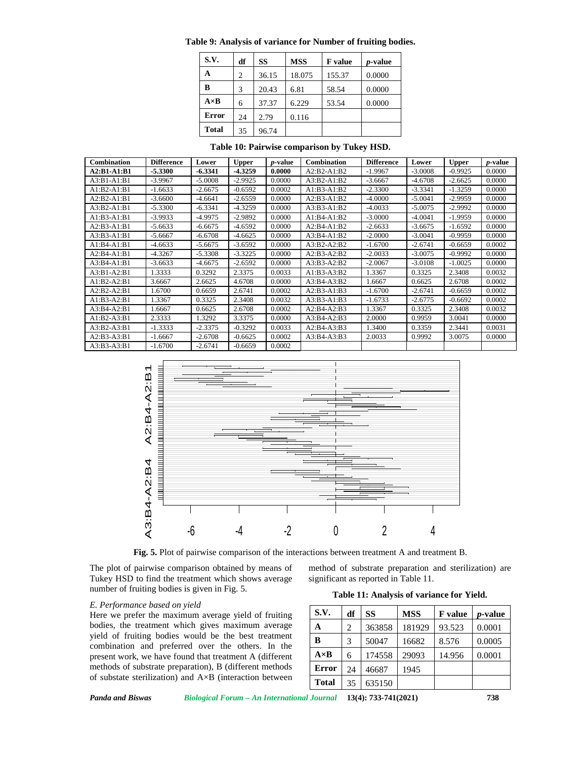**Table 9: Analysis of variance for Number of fruiting bodies.**

| S.V. | df | SS | MSS | F value | *p*-value |
|---|---|---|---|---|---|
| A | 2 | 36.15 | 18.075 | 155.37 | 0.0000 |
| B | 3 | 20.43 | 6.81 | 58.54 | 0.0000 |
| A×B | 6 | 37.37 | 6.229 | 53.54 | 0.0000 |
| Error | 24 | 2.79 | 0.116 | | |
| Total | 35 | 96.74 | | | |

**Table 10: Pairwise comparison by Tukey HSD.**

| Combination | Difference | Lower | Upper | *p*-value | Combination | Difference | Lower | Upper | *p*-value |
|---|---|---|---|---|---|---|---|---|---|
| **A2:B1-A1:B1** | **-5.3300** | **-6.3341** | **-4.3259** | **0.0000** | A2:B2-A1:B2 | -1.9967 | -3.0008 | -0.9925 | 0.0000 |
| A3:B1-A1:B1 | -3.9967 | -5.0008 | -2.9925 | 0.0000 | A3:B2-A1:B2 | -3.6667 | -4.6708 | -2.6625 | 0.0000 |
| A1:B2-A1:B1 | -1.6633 | -2.6675 | -0.6592 | 0.0002 | A1:B3-A1:B2 | -2.3300 | -3.3341 | -1.3259 | 0.0000 |
| A2:B2-A1:B1 | -3.6600 | -4.6641 | -2.6559 | 0.0000 | A2:B3-A1:B2 | -4.0000 | -5.0041 | -2.9959 | 0.0000 |
| A3:B2-A1:B1 | -5.3300 | -6.3341 | -4.3259 | 0.0000 | A3:B3-A1:B2 | -4.0033 | -5.0075 | -2.9992 | 0.0000 |
| A1:B3-A1:B1 | -3.9933 | -4.9975 | -2.9892 | 0.0000 | A1:B4-A1:B2 | -3.0000 | -4.0041 | -1.9959 | 0.0000 |
| A2:B3-A1:B1 | -5.6633 | -6.6675 | -4.6592 | 0.0000 | A2:B4-A1:B2 | -2.6633 | -3.6675 | -1.6592 | 0.0000 |
| A3:B3-A1:B1 | -5.6667 | -6.6708 | -4.6625 | 0.0000 | A3:B4-A1:B2 | -2.0000 | -3.0041 | -0.9959 | 0.0000 |
| A1:B4-A1:B1 | -4.6633 | -5.6675 | -3.6592 | 0.0000 | A3:B2-A2:B2 | -1.6700 | -2.6741 | -0.6659 | 0.0002 |
| A2:B4-A1:B1 | -4.3267 | -5.3308 | -3.3225 | 0.0000 | A2:B3-A2:B2 | -2.0033 | -3.0075 | -0.9992 | 0.0000 |
| A3:B4-A1:B1 | -3.6633 | -4.6675 | -2.6592 | 0.0000 | A3:B3-A2:B2 | -2.0067 | -3.0108 | -1.0025 | 0.0000 |
| A3:B1-A2:B1 | 1.3333 | 0.3292 | 2.3375 | 0.0033 | A1:B3-A3:B2 | 1.3367 | 0.3325 | 2.3408 | 0.0032 |
| A1:B2-A2:B1 | 3.6667 | 2.6625 | 4.6708 | 0.0000 | A3:B4-A3:B2 | 1.6667 | 0.6625 | 2.6708 | 0.0002 |
| A2:B2-A2:B1 | 1.6700 | 0.6659 | 2.6741 | 0.0002 | A2:B3-A1:B3 | -1.6700 | -2.6741 | -0.6659 | 0.0002 |
| A1:B3-A2:B1 | 1.3367 | 0.3325 | 2.3408 | 0.0032 | A3:B3-A1:B3 | -1.6733 | -2.6775 | -0.6692 | 0.0002 |
| A3:B4-A2:B1 | 1.6667 | 0.6625 | 2.6708 | 0.0002 | A2:B4-A2:B3 | 1.3367 | 0.3325 | 2.3408 | 0.0032 |
| A1:B2-A3:B1 | 2.3333 | 1.3292 | 3.3375 | 0.0000 | A3:B4-A2:B3 | 2.0000 | 0.9959 | 3.0041 | 0.0000 |
| A3:B2-A3:B1 | -1.3333 | -2.3375 | -0.3292 | 0.0033 | A2:B4-A3:B3 | 1.3400 | 0.3359 | 2.3441 | 0.0031 |
| A2:B3-A3:B1 | -1.6667 | -2.6708 | -0.6625 | 0.0002 | A3:B4-A3:B3 | 2.0033 | 0.9992 | 3.0075 | 0.0000 |
| A3:B3-A3:B1 | -1.6700 | -2.6741 | -0.6659 | 0.0002 | | | | | |

**Fig. 5.** Plot of pairwise comparison of the interactions between treatment A and treatment B.

The plot of pairwise comparison obtained by means of Tukey HSD to find the treatment which shows average number of fruiting bodies is given in Fig. 5.

### *E. Performance based on yield*

Here we prefer the maximum average yield of fruiting bodies, the treatment which gives maximum average yield of fruiting bodies would be the best treatment combination and preferred over the others. In the present work, we have found that treatment A (different methods of substrate preparation), B (different methods of substate sterilization) and A×B (interaction between method of substrate preparation and sterilization) are significant as reported in Table 11.

**Table 11: Analysis of variance for Yield.**

| S.V. | df | SS | MSS | F value | *p*-value |
|---|---|---|---|---|---|
| A | 2 | 363858 | 181929 | 93.523 | 0.0001 |
| B | 3 | 50047 | 16682 | 8.576 | 0.0005 |
| A×B | 6 | 174558 | 29093 | 14.956 | 0.0001 |
| Error | 24 | 46687 | 1945 | | |
| Total | 35 | 635150 | | | |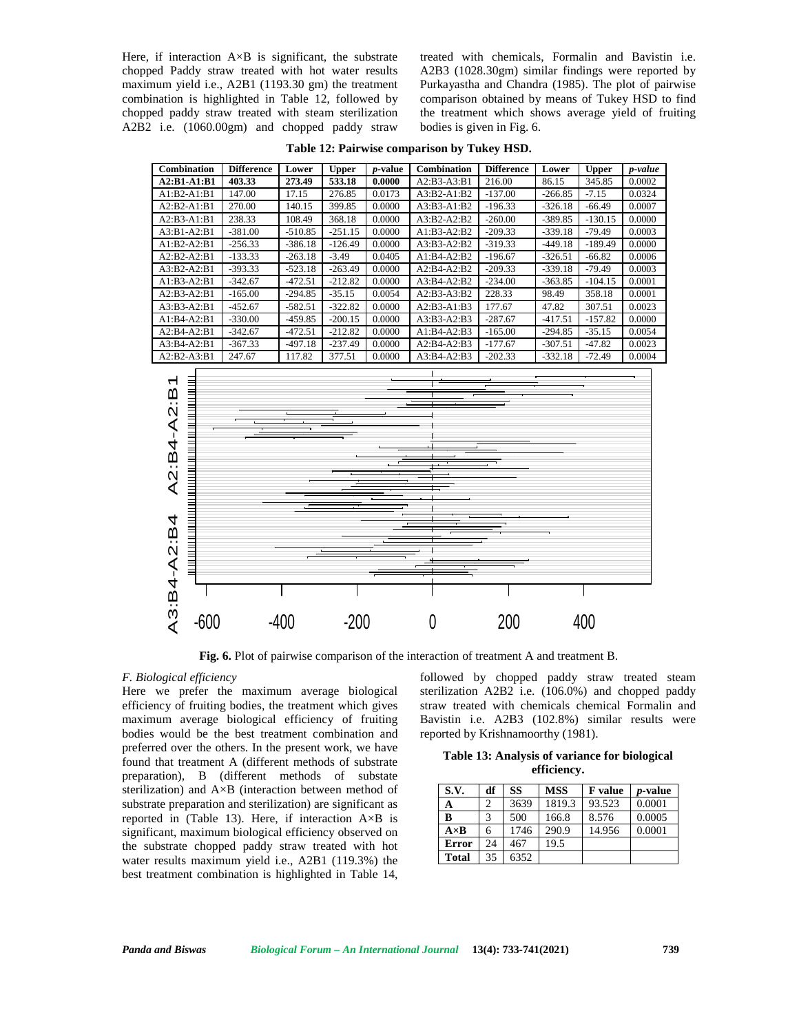Here, if interaction A×B is significant, the substrate chopped Paddy straw treated with hot water results maximum yield i.e., A2B1 (1193.30 gm) the treatment combination is highlighted in Table 12, followed by chopped paddy straw treated with steam sterilization A2B2 i.e. (1060.00gm) and chopped paddy straw treated with chemicals, Formalin and Bavistin i.e. A2B3 (1028.30gm) similar findings were reported by Purkayastha and Chandra (1985). The plot of pairwise comparison obtained by means of Tukey HSD to find the treatment which shows average yield of fruiting bodies is given in Fig. 6.

**Table 12: Pairwise comparison by Tukey HSD.**

| Combination | Difference | Lower | Upper | *p*-value | Combination | Difference | Lower | Upper | *p-value* |
|---|---|---|---|---|---|---|---|---|---|
| **A2:B1-A1:B1** | **403.33** | **273.49** | **533.18** | **0.0000** | A2:B3-A3:B1 | 216.00 | 86.15 | 345.85 | 0.0002 |
| A1:B2-A1:B1 | 147.00 | 17.15 | 276.85 | 0.0173 | A3:B2-A1:B2 | -137.00 | -266.85 | -7.15 | 0.0324 |
| A2:B2-A1:B1 | 270.00 | 140.15 | 399.85 | 0.0000 | A3:B3-A1:B2 | -196.33 | -326.18 | -66.49 | 0.0007 |
| A2:B3-A1:B1 | 238.33 | 108.49 | 368.18 | 0.0000 | A3:B2-A2:B2 | -260.00 | -389.85 | -130.15 | 0.0000 |
| A3:B1-A2:B1 | -381.00 | -510.85 | -251.15 | 0.0000 | A1:B3-A2:B2 | -209.33 | -339.18 | -79.49 | 0.0003 |
| A1:B2-A2:B1 | -256.33 | -386.18 | -126.49 | 0.0000 | A3:B3-A2:B2 | -319.33 | -449.18 | -189.49 | 0.0000 |
| A2:B2-A2:B1 | -133.33 | -263.18 | -3.49 | 0.0405 | A1:B4-A2:B2 | -196.67 | -326.51 | -66.82 | 0.0006 |
| A3:B2-A2:B1 | -393.33 | -523.18 | -263.49 | 0.0000 | A2:B4-A2:B2 | -209.33 | -339.18 | -79.49 | 0.0003 |
| A1:B3-A2:B1 | -342.67 | -472.51 | -212.82 | 0.0000 | A3:B4-A2:B2 | -234.00 | -363.85 | -104.15 | 0.0001 |
| A2:B3-A2:B1 | -165.00 | -294.85 | -35.15 | 0.0054 | A2:B3-A3:B2 | 228.33 | 98.49 | 358.18 | 0.0001 |
| A3:B3-A2:B1 | -452.67 | -582.51 | -322.82 | 0.0000 | A2:B3-A1:B3 | 177.67 | 47.82 | 307.51 | 0.0023 |
| A1:B4-A2:B1 | -330.00 | -459.85 | -200.15 | 0.0000 | A3:B3-A2:B3 | -287.67 | -417.51 | -157.82 | 0.0000 |
| A2:B4-A2:B1 | -342.67 | -472.51 | -212.82 | 0.0000 | A1:B4-A2:B3 | -165.00 | -294.85 | -35.15 | 0.0054 |
| A3:B4-A2:B1 | -367.33 | -497.18 | -237.49 | 0.0000 | A2:B4-A2:B3 | -177.67 | -307.51 | -47.82 | 0.0023 |
| A2:B2-A3:B1 | 247.67 | 117.82 | 377.51 | 0.0000 | A3:B4-A2:B3 | -202.33 | -332.18 | -72.49 | 0.0004 |

**Fig. 6.** Plot of pairwise comparison of the interaction of treatment A and treatment B.

### *F. Biological efficiency*

Here we prefer the maximum average biological efficiency of fruiting bodies, the treatment which gives maximum average biological efficiency of fruiting bodies would be the best treatment combination and preferred over the others. In the present work, we have found that treatment A (different methods of substrate preparation), B (different methods of substate sterilization) and A×B (interaction between method of substrate preparation and sterilization) are significant as reported in (Table 13). Here, if interaction A×B is significant, maximum biological efficiency observed on the substrate chopped paddy straw treated with hot water results maximum yield i.e., A2B1 (119.3%) the best treatment combination is highlighted in Table 14, followed by chopped paddy straw treated steam sterilization A2B2 i.e. (106.0%) and chopped paddy straw treated with chemicals chemical Formalin and Bavistin i.e. A2B3 (102.8%) similar results were reported by Krishnamoorthy (1981).

**Table 13: Analysis of variance for biological efficiency.**

| S.V. | df | SS | MSS | F value | *p*-value |
|---|---|---|---|---|---|
| **A** | 2 | 3639 | 1819.3 | 93.523 | 0.0001 |
| **B** | 3 | 500 | 166.8 | 8.576 | 0.0005 |
| **A×B** | 6 | 1746 | 290.9 | 14.956 | 0.0001 |
| **Error** | 24 | 467 | 19.5 | | |
| **Total** | 35 | 6352 | | | |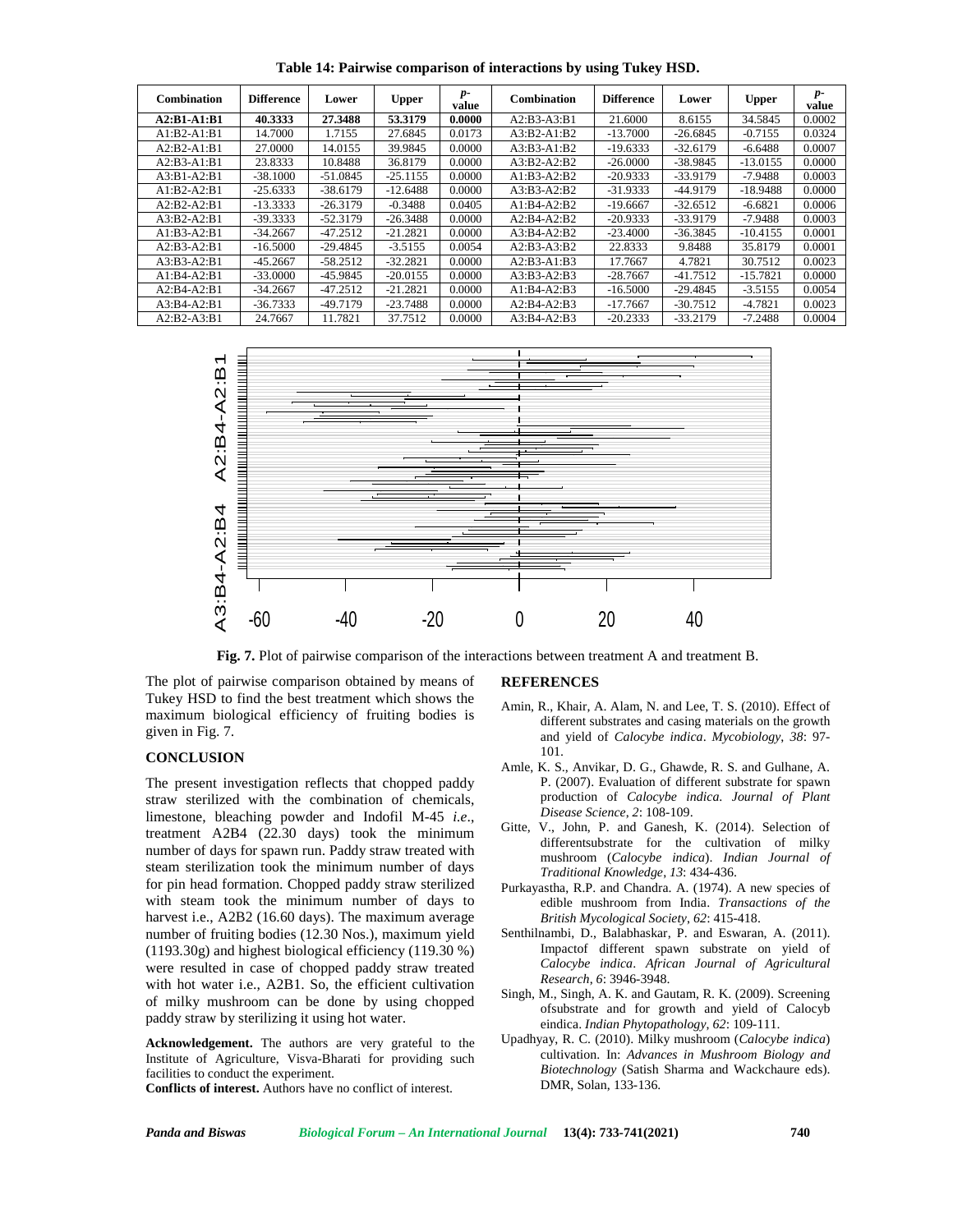**Table 14: Pairwise comparison of interactions by using Tukey HSD.**

| Combination | Difference | Lower | Upper | p-value | Combination | Difference | Lower | Upper | p-value |
|---|---|---|---|---|---|---|---|---|---|
| **A2:B1-A1:B1** | **40.3333** | **27.3488** | **53.3179** | **0.0000** | A2:B3-A3:B1 | 21.6000 | 8.6155 | 34.5845 | 0.0002 |
| A1:B2-A1:B1 | 14.7000 | 1.7155 | 27.6845 | 0.0173 | A3:B2-A1:B2 | -13.7000 | -26.6845 | -0.7155 | 0.0324 |
| A2:B2-A1:B1 | 27.0000 | 14.0155 | 39.9845 | 0.0000 | A3:B3-A1:B2 | -19.6333 | -32.6179 | -6.6488 | 0.0007 |
| A2:B3-A1:B1 | 23.8333 | 10.8488 | 36.8179 | 0.0000 | A3:B2-A2:B2 | -26.0000 | -38.9845 | -13.0155 | 0.0000 |
| A3:B1-A2:B1 | -38.1000 | -51.0845 | -25.1155 | 0.0000 | A1:B3-A2:B2 | -20.9333 | -33.9179 | -7.9488 | 0.0003 |
| A1:B2-A2:B1 | -25.6333 | -38.6179 | -12.6488 | 0.0000 | A3:B3-A2:B2 | -31.9333 | -44.9179 | -18.9488 | 0.0000 |
| A2:B2-A2:B1 | -13.3333 | -26.3179 | -0.3488 | 0.0405 | A1:B4-A2:B2 | -19.6667 | -32.6512 | -6.6821 | 0.0006 |
| A3:B2-A2:B1 | -39.3333 | -52.3179 | -26.3488 | 0.0000 | A2:B4-A2:B2 | -20.9333 | -33.9179 | -7.9488 | 0.0003 |
| A1:B3-A2:B1 | -34.2667 | -47.2512 | -21.2821 | 0.0000 | A3:B4-A2:B2 | -23.4000 | -36.3845 | -10.4155 | 0.0001 |
| A2:B3-A2:B1 | -16.5000 | -29.4845 | -3.5155 | 0.0054 | A2:B3-A3:B2 | 22.8333 | 9.8488 | 35.8179 | 0.0001 |
| A3:B3-A2:B1 | -45.2667 | -58.2512 | -32.2821 | 0.0000 | A2:B3-A1:B3 | 17.7667 | 4.7821 | 30.7512 | 0.0023 |
| A1:B4-A2:B1 | -33.0000 | -45.9845 | -20.0155 | 0.0000 | A3:B3-A2:B3 | -28.7667 | -41.7512 | -15.7821 | 0.0000 |
| A2:B4-A2:B1 | -34.2667 | -47.2512 | -21.2821 | 0.0000 | A1:B4-A2:B3 | -16.5000 | -29.4845 | -3.5155 | 0.0054 |
| A3:B4-A2:B1 | -36.7333 | -49.7179 | -23.7488 | 0.0000 | A2:B4-A2:B3 | -17.7667 | -30.7512 | -4.7821 | 0.0023 |
| A2:B2-A3:B1 | 24.7667 | 11.7821 | 37.7512 | 0.0000 | A3:B4-A2:B3 | -20.2333 | -33.2179 | -7.2488 | 0.0004 |

**Fig. 7.** Plot of pairwise comparison of the interactions between treatment A and treatment B.

The plot of pairwise comparison obtained by means of Tukey HSD to find the best treatment which shows the maximum biological efficiency of fruiting bodies is given in Fig. 7.

## CONCLUSION

The present investigation reflects that chopped paddy straw sterilized with the combination of chemicals, limestone, bleaching powder and Indofil M-45 *i.e*., treatment A2B4 (22.30 days) took the minimum number of days for spawn run. Paddy straw treated with steam sterilization took the minimum number of days for pin head formation. Chopped paddy straw sterilized with steam took the minimum number of days to harvest i.e., A2B2 (16.60 days). The maximum average number of fruiting bodies (12.30 Nos.), maximum yield (1193.30g) and highest biological efficiency (119.30 %) were resulted in case of chopped paddy straw treated with hot water i.e., A2B1. So, the efficient cultivation of milky mushroom can be done by using chopped paddy straw by sterilizing it using hot water.

**Acknowledgement.** The authors are very grateful to the Institute of Agriculture, Visva-Bharati for providing such facilities to conduct the experiment.

**Conflicts of interest.** Authors have no conflict of interest.

## REFERENCES

Amin, R., Khair, A. Alam, N. and Lee, T. S. (2010). Effect of different substrates and casing materials on the growth and yield of *Calocybe indica*. *Mycobiology, 38*: 97-101.

Amle, K. S., Anvikar, D. G., Ghawde, R. S. and Gulhane, A. P. (2007). Evaluation of different substrate for spawn production of *Calocybe indica. Journal of Plant Disease Science, 2*: 108-109.

Gitte, V., John, P. and Ganesh, K. (2014). Selection of differentsubstrate for the cultivation of milky mushroom (*Calocybe indica*). *Indian Journal of Traditional Knowledge, 13*: 434-436.

Purkayastha, R.P. and Chandra. A. (1974). A new species of edible mushroom from India. *Transactions of the British Mycological Society, 62*: 415-418.

Senthilnambi, D., Balabhaskar, P. and Eswaran, A. (2011). Impactof different spawn substrate on yield of *Calocybe indica*. *African Journal of Agricultural Research, 6*: 3946-3948.

Singh, M., Singh, A. K. and Gautam, R. K. (2009). Screening ofsubstrate and for growth and yield of Calocyb eindica. *Indian Phytopathology, 62*: 109-111.

Upadhyay, R. C. (2010). Milky mushroom (*Calocybe indica*) cultivation. In: *Advances in Mushroom Biology and Biotechnology* (Satish Sharma and Wackchaure eds). DMR, Solan, 133-136.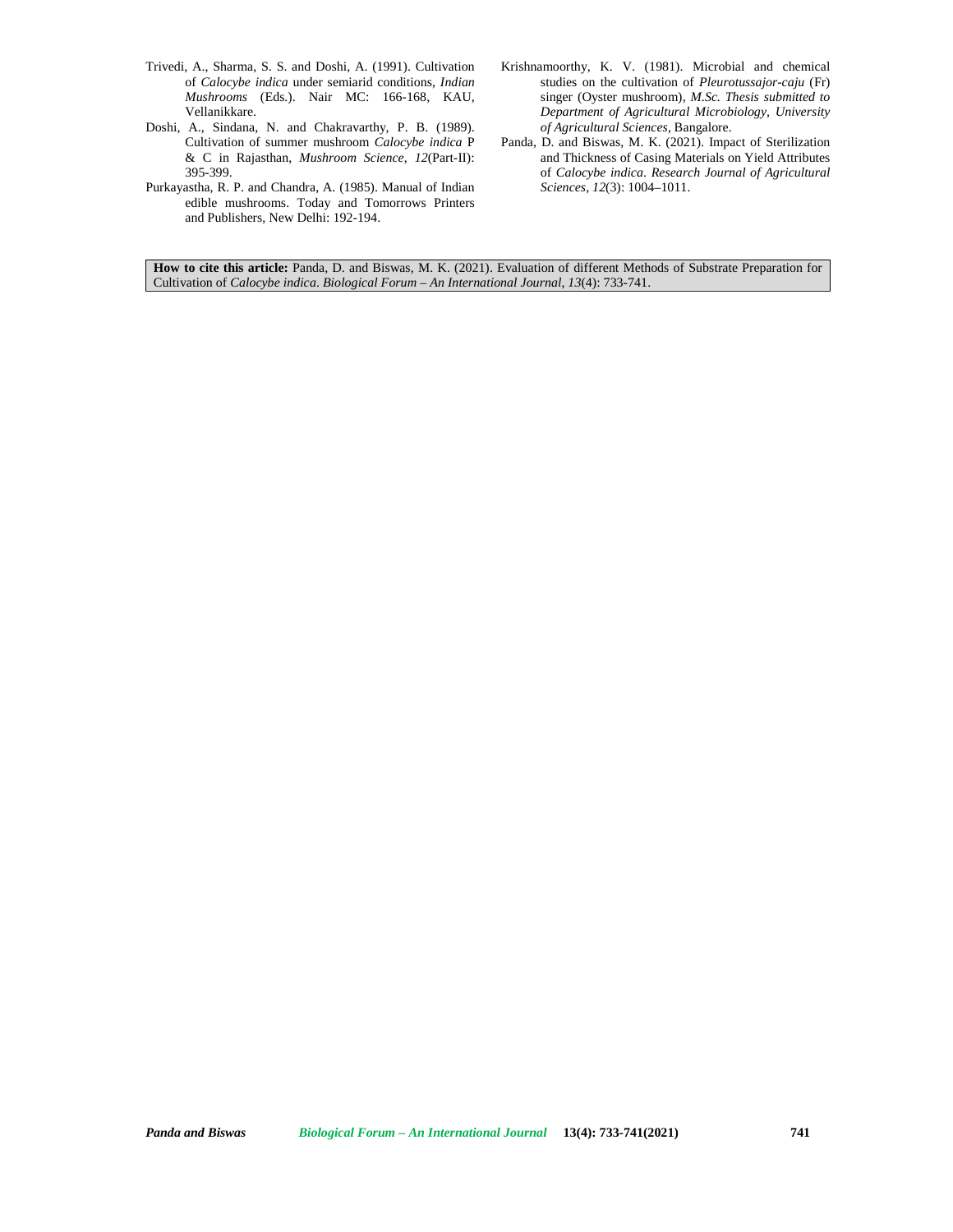Trivedi, A., Sharma, S. S. and Doshi, A. (1991). Cultivation of *Calocybe indica* under semiarid conditions, *Indian Mushrooms* (Eds.). Nair MC: 166-168, KAU, Vellanikkare.

Doshi, A., Sindana, N. and Chakravarthy, P. B. (1989). Cultivation of summer mushroom *Calocybe indica* P & C in Rajasthan, *Mushroom Science*, *12*(Part-II): 395-399.

Purkayastha, R. P. and Chandra, A. (1985). Manual of Indian edible mushrooms. Today and Tomorrows Printers and Publishers, New Delhi: 192-194.

Krishnamoorthy, K. V. (1981). Microbial and chemical studies on the cultivation of *Pleurotussajor-caju* (Fr) singer (Oyster mushroom), *M.Sc. Thesis submitted to Department of Agricultural Microbiology, University of Agricultural Sciences*, Bangalore.

Panda, D. and Biswas, M. K. (2021). Impact of Sterilization and Thickness of Casing Materials on Yield Attributes of *Calocybe indica*. *Research Journal of Agricultural Sciences*, *12*(3): 1004–1011.

**How to cite this article:** Panda, D. and Biswas, M. K. (2021). Evaluation of different Methods of Substrate Preparation for Cultivation of *Calocybe indica*. *Biological Forum – An International Journal*, *13*(4): 733-741.